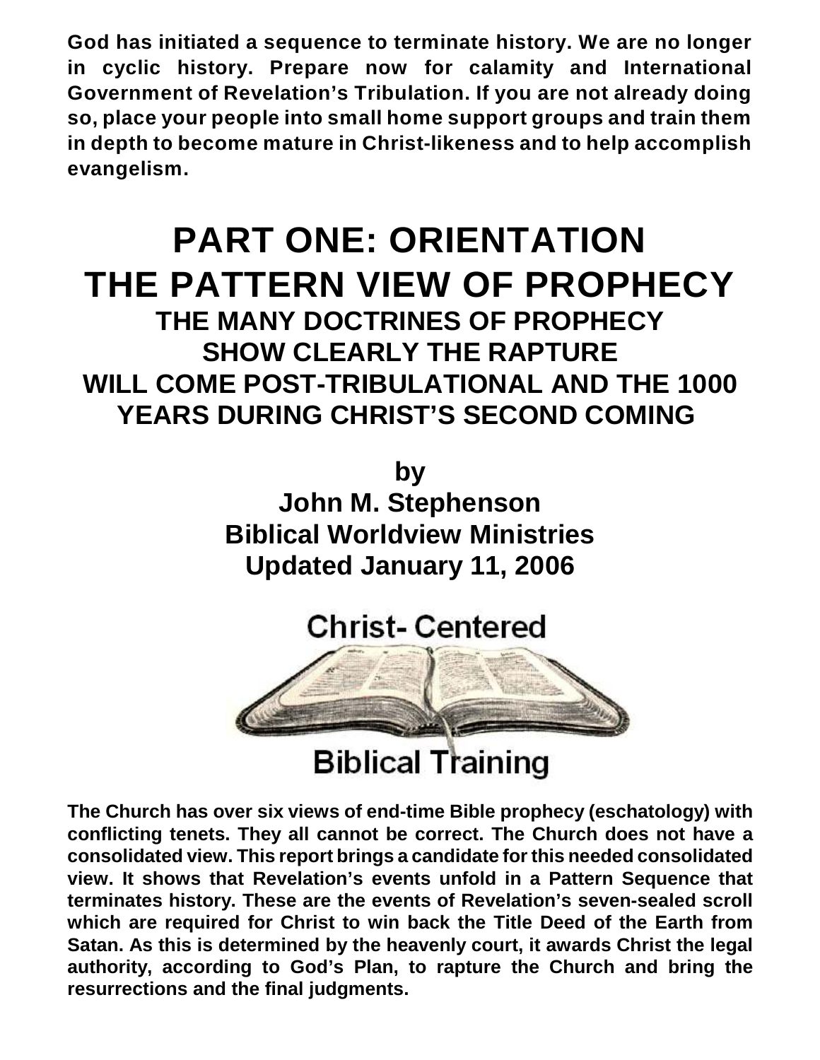**God has initiated a sequence to terminate history. We are no longer in cyclic history. Prepare now for calamity and International Government of Revelation's Tribulation. If you are not already doing so, place your people into small home support groups and train them in depth to become mature in Christ-likeness and to help accomplish evangelism.**

# PART ONE: ORIENTATION
# THE PATTERN VIEW OF PROPHECY

## THE MANY DOCTRINES OF PROPHECY SHOW CLEARLY THE RAPTURE WILL COME POST-TRIBULATIONAL AND THE 1000 YEARS DURING CHRIST'S SECOND COMING

**by**
**John M. Stephenson**
**Biblical Worldview Ministries**
**Updated January 11, 2006**

Christ- Centered

Biblical Training

**The Church has over six views of end-time Bible prophecy (eschatology) with conflicting tenets. They all cannot be correct. The Church does not have a consolidated view. This report brings a candidate for this needed consolidated view. It shows that Revelation's events unfold in a Pattern Sequence that terminates history. These are the events of Revelation's seven-sealed scroll which are required for Christ to win back the Title Deed of the Earth from Satan. As this is determined by the heavenly court, it awards Christ the legal authority, according to God's Plan, to rapture the Church and bring the resurrections and the final judgments.**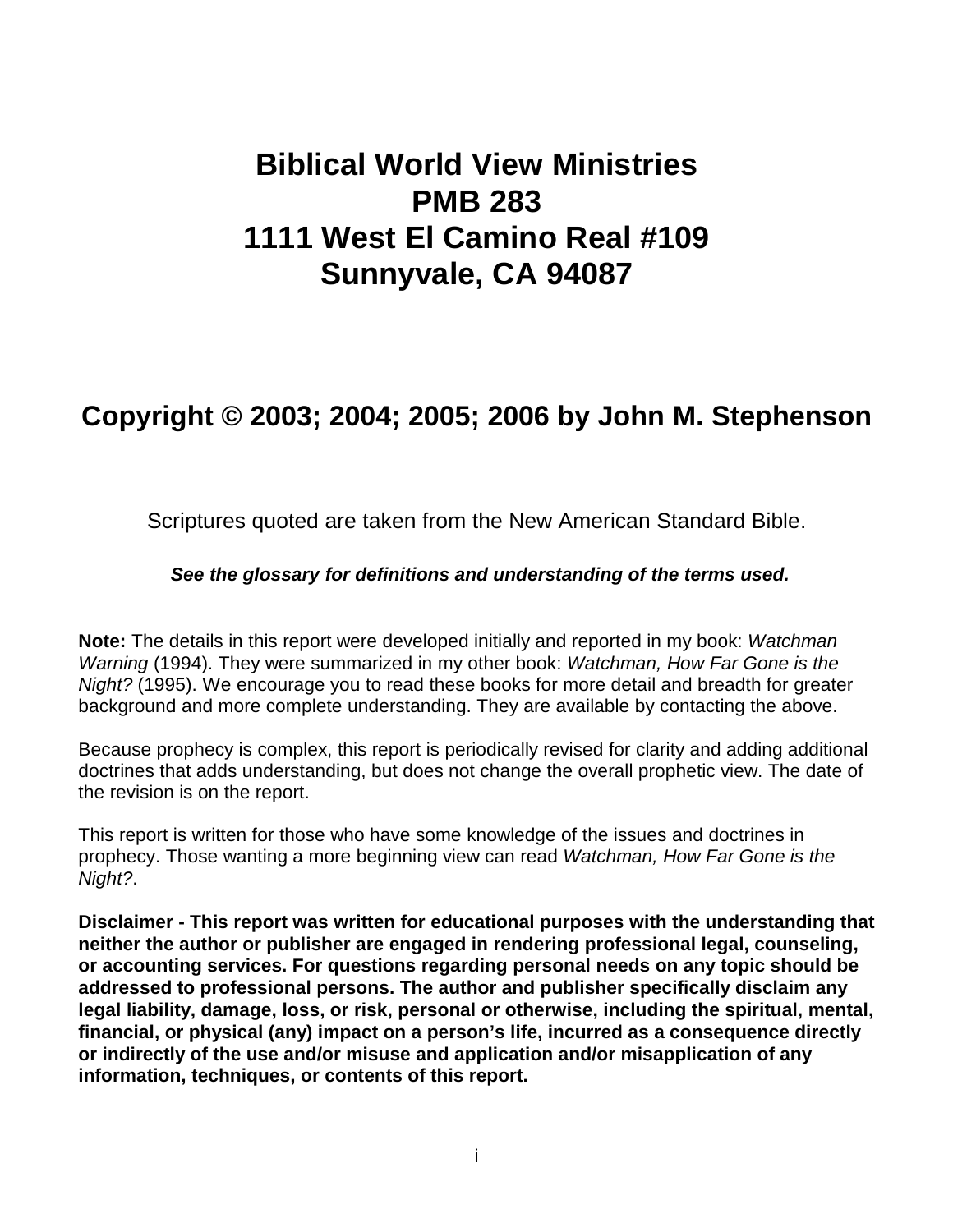# Biblical World View Ministries
# PMB 283
# 1111 West El Camino Real #109
# Sunnyvale, CA 94087

## Copyright © 2003; 2004; 2005; 2006 by John M. Stephenson

Scriptures quoted are taken from the New American Standard Bible.

***See the glossary for definitions and understanding of the terms used.***

**Note:** The details in this report were developed initially and reported in my book: *Watchman Warning* (1994). They were summarized in my other book: *Watchman, How Far Gone is the Night?* (1995). We encourage you to read these books for more detail and breadth for greater background and more complete understanding. They are available by contacting the above.

Because prophecy is complex, this report is periodically revised for clarity and adding additional doctrines that adds understanding, but does not change the overall prophetic view. The date of the revision is on the report.

This report is written for those who have some knowledge of the issues and doctrines in prophecy. Those wanting a more beginning view can read *Watchman, How Far Gone is the Night?*.

**Disclaimer - This report was written for educational purposes with the understanding that neither the author or publisher are engaged in rendering professional legal, counseling, or accounting services. For questions regarding personal needs on any topic should be addressed to professional persons. The author and publisher specifically disclaim any legal liability, damage, loss, or risk, personal or otherwise, including the spiritual, mental, financial, or physical (any) impact on a person's life, incurred as a consequence directly or indirectly of the use and/or misuse and application and/or misapplication of any information, techniques, or contents of this report.**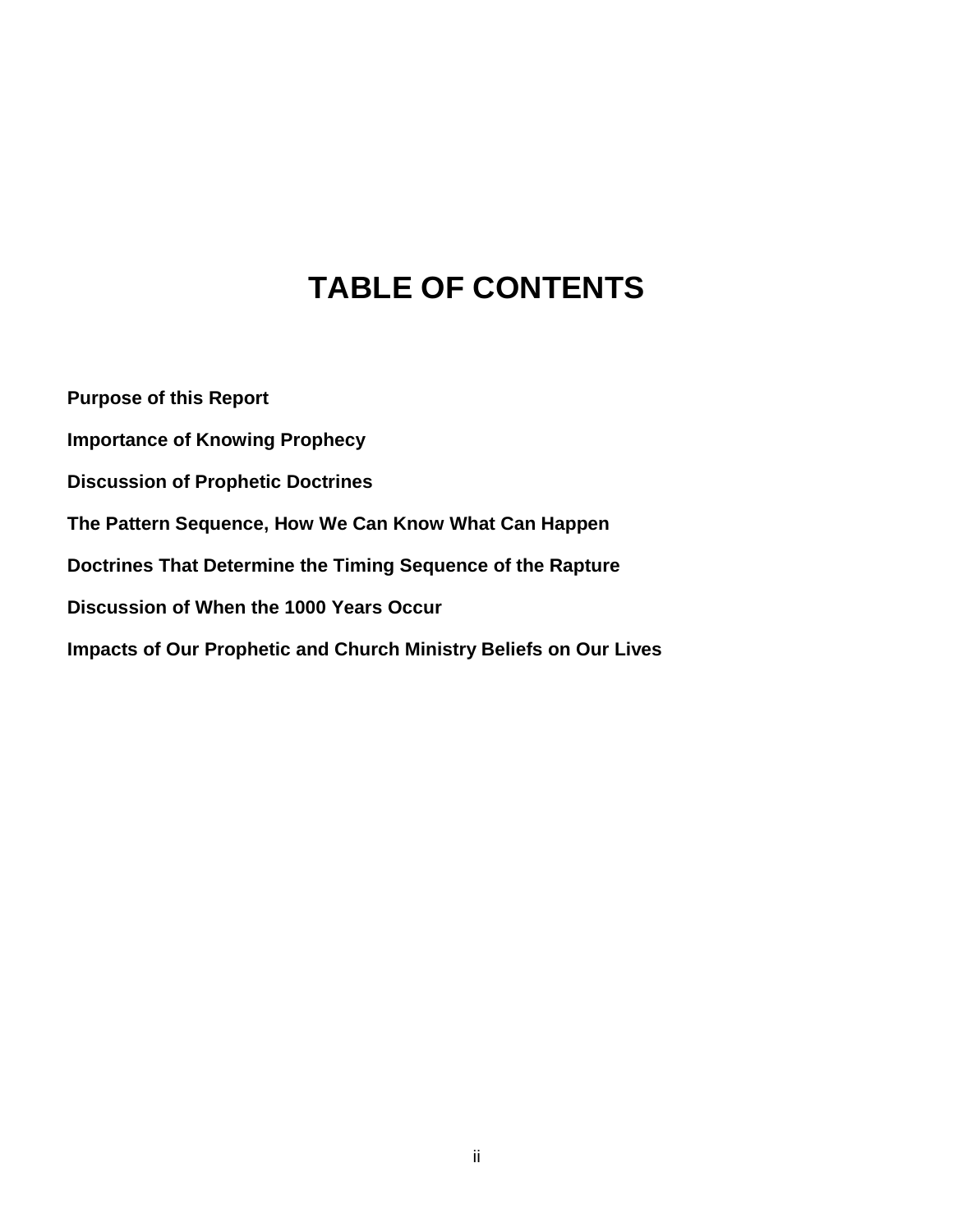# TABLE OF CONTENTS

**Purpose of this Report**

**Importance of Knowing Prophecy**

**Discussion of Prophetic Doctrines**

**The Pattern Sequence, How We Can Know What Can Happen**

**Doctrines That Determine the Timing Sequence of the Rapture**

**Discussion of When the 1000 Years Occur**

**Impacts of Our Prophetic and Church Ministry Beliefs on Our Lives**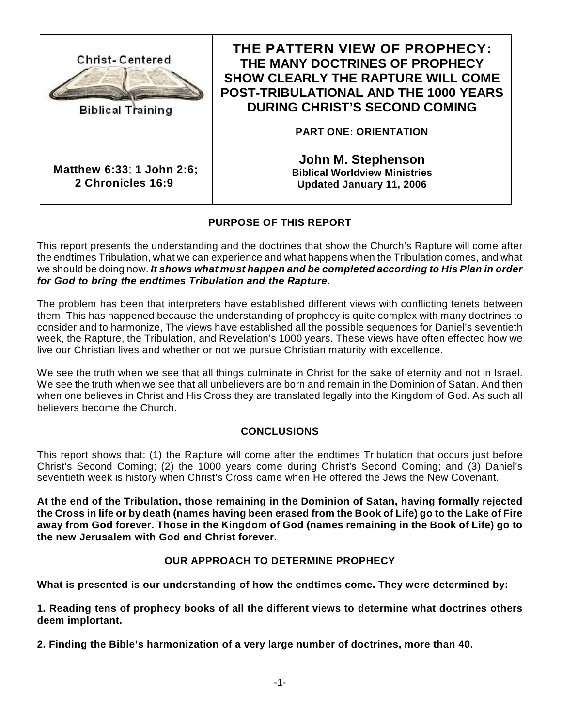| Christ-Centered Biblical Training | **THE PATTERN VIEW OF PROPHECY: THE MANY DOCTRINES OF PROPHECY SHOW CLEARLY THE RAPTURE WILL COME POST-TRIBULATIONAL AND THE 1000 YEARS DURING CHRIST'S SECOND COMING** |
| --- | --- |
| | **PART ONE: ORIENTATION** |
| **Matthew 6:33**; **1 John 2:6; 2 Chronicles 16:9** | **John M. Stephenson** **Biblical Worldview Ministries** **Updated January 11, 2006** |

## PURPOSE OF THIS REPORT

This report presents the understanding and the doctrines that show the Church's Rapture will come after the endtimes Tribulation, what we can experience and what happens when the Tribulation comes, and what we should be doing now. ***It shows what must happen and be completed according to His Plan in order for God to bring the endtimes Tribulation and the Rapture.***

The problem has been that interpreters have established different views with conflicting tenets between them. This has happened because the understanding of prophecy is quite complex with many doctrines to consider and to harmonize, The views have established all the possible sequences for Daniel's seventieth week, the Rapture, the Tribulation, and Revelation's 1000 years. These views have often effected how we live our Christian lives and whether or not we pursue Christian maturity with excellence.

We see the truth when we see that all things culminate in Christ for the sake of eternity and not in Israel. We see the truth when we see that all unbelievers are born and remain in the Dominion of Satan. And then when one believes in Christ and His Cross they are translated legally into the Kingdom of God. As such all believers become the Church.

## CONCLUSIONS

This report shows that: (1) the Rapture will come after the endtimes Tribulation that occurs just before Christ's Second Coming; (2) the 1000 years come during Christ's Second Coming; and (3) Daniel's seventieth week is history when Christ's Cross came when He offered the Jews the New Covenant.

**At the end of the Tribulation, those remaining in the Dominion of Satan, having formally rejected the Cross in life or by death (names having been erased from the Book of Life) go to the Lake of Fire away from God forever. Those in the Kingdom of God (names remaining in the Book of Life) go to the new Jerusalem with God and Christ forever.**

## OUR APPROACH TO DETERMINE PROPHECY

**What is presented is our understanding of how the endtimes come. They were determined by:**

**1. Reading tens of prophecy books of all the different views to determine what doctrines others deem implortant.**

**2. Finding the Bible's harmonization of a very large number of doctrines, more than 40.**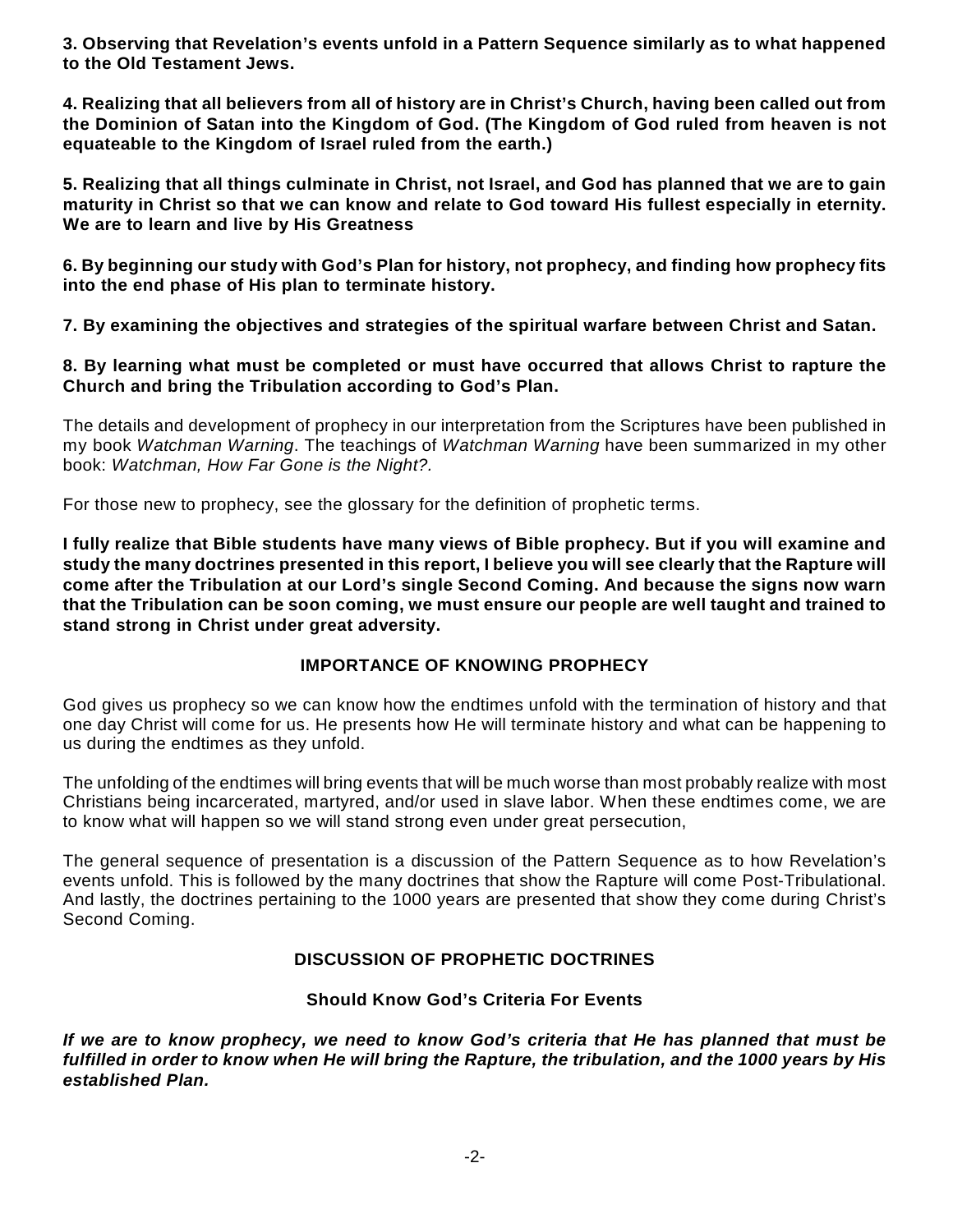**3. Observing that Revelation's events unfold in a Pattern Sequence similarly as to what happened to the Old Testament Jews.**

**4. Realizing that all believers from all of history are in Christ's Church, having been called out from the Dominion of Satan into the Kingdom of God. (The Kingdom of God ruled from heaven is not equateable to the Kingdom of Israel ruled from the earth.)**

**5. Realizing that all things culminate in Christ, not Israel, and God has planned that we are to gain maturity in Christ so that we can know and relate to God toward His fullest especially in eternity. We are to learn and live by His Greatness**

**6. By beginning our study with God's Plan for history, not prophecy, and finding how prophecy fits into the end phase of His plan to terminate history.**

**7. By examining the objectives and strategies of the spiritual warfare between Christ and Satan.**

**8. By learning what must be completed or must have occurred that allows Christ to rapture the Church and bring the Tribulation according to God's Plan.**

The details and development of prophecy in our interpretation from the Scriptures have been published in my book *Watchman Warning*. The teachings of *Watchman Warning* have been summarized in my other book: *Watchman, How Far Gone is the Night?.*

For those new to prophecy, see the glossary for the definition of prophetic terms.

**I fully realize that Bible students have many views of Bible prophecy. But if you will examine and study the many doctrines presented in this report, I believe you will see clearly that the Rapture will come after the Tribulation at our Lord's single Second Coming. And because the signs now warn that the Tribulation can be soon coming, we must ensure our people are well taught and trained to stand strong in Christ under great adversity.**

## IMPORTANCE OF KNOWING PROPHECY

God gives us prophecy so we can know how the endtimes unfold with the termination of history and that one day Christ will come for us. He presents how He will terminate history and what can be happening to us during the endtimes as they unfold.

The unfolding of the endtimes will bring events that will be much worse than most probably realize with most Christians being incarcerated, martyred, and/or used in slave labor. When these endtimes come, we are to know what will happen so we will stand strong even under great persecution,

The general sequence of presentation is a discussion of the Pattern Sequence as to how Revelation's events unfold. This is followed by the many doctrines that show the Rapture will come Post-Tribulational. And lastly, the doctrines pertaining to the 1000 years are presented that show they come during Christ's Second Coming.

## DISCUSSION OF PROPHETIC DOCTRINES

### Should Know God's Criteria For Events

***If we are to know prophecy, we need to know God's criteria that He has planned that must be fulfilled in order to know when He will bring the Rapture, the tribulation, and the 1000 years by His established Plan.***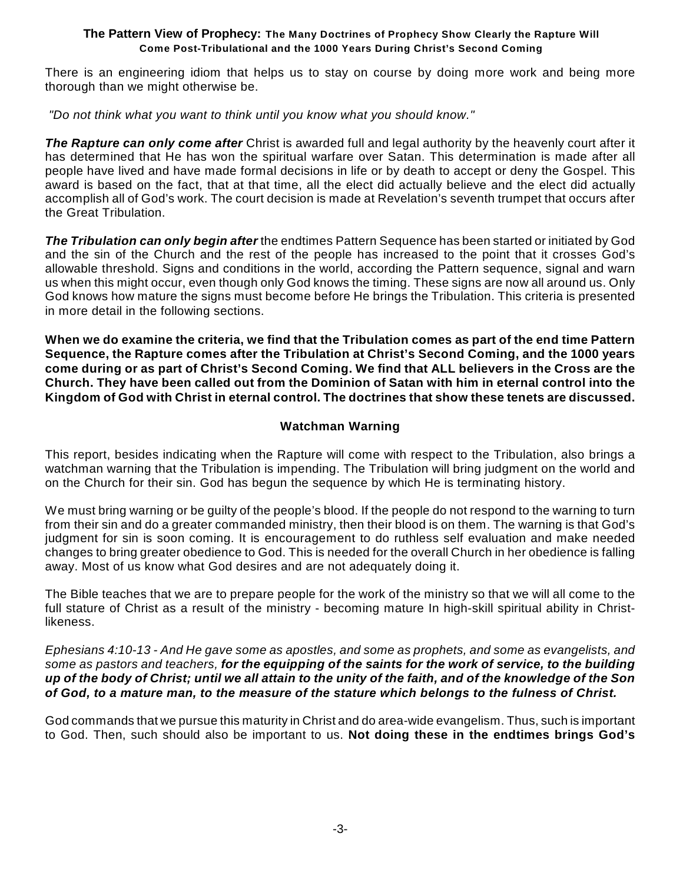**The Pattern View of Prophecy: The Many Doctrines of Prophecy Show Clearly the Rapture Will Come Post-Tribulational and the 1000 Years During Christ's Second Coming**

There is an engineering idiom that helps us to stay on course by doing more work and being more thorough than we might otherwise be.

*"Do not think what you want to think until you know what you should know."*

***The Rapture can only come after*** Christ is awarded full and legal authority by the heavenly court after it has determined that He has won the spiritual warfare over Satan. This determination is made after all people have lived and have made formal decisions in life or by death to accept or deny the Gospel. This award is based on the fact, that at that time, all the elect did actually believe and the elect did actually accomplish all of God's work. The court decision is made at Revelation's seventh trumpet that occurs after the Great Tribulation.

***The Tribulation can only begin after*** the endtimes Pattern Sequence has been started or initiated by God and the sin of the Church and the rest of the people has increased to the point that it crosses God's allowable threshold. Signs and conditions in the world, according the Pattern sequence, signal and warn us when this might occur, even though only God knows the timing. These signs are now all around us. Only God knows how mature the signs must become before He brings the Tribulation. This criteria is presented in more detail in the following sections.

**When we do examine the criteria, we find that the Tribulation comes as part of the end time Pattern Sequence, the Rapture comes after the Tribulation at Christ's Second Coming, and the 1000 years come during or as part of Christ's Second Coming. We find that ALL believers in the Cross are the Church. They have been called out from the Dominion of Satan with him in eternal control into the Kingdom of God with Christ in eternal control. The doctrines that show these tenets are discussed.**

## Watchman Warning

This report, besides indicating when the Rapture will come with respect to the Tribulation, also brings a watchman warning that the Tribulation is impending. The Tribulation will bring judgment on the world and on the Church for their sin. God has begun the sequence by which He is terminating history.

We must bring warning or be guilty of the people's blood. If the people do not respond to the warning to turn from their sin and do a greater commanded ministry, then their blood is on them. The warning is that God's judgment for sin is soon coming. It is encouragement to do ruthless self evaluation and make needed changes to bring greater obedience to God. This is needed for the overall Church in her obedience is falling away. Most of us know what God desires and are not adequately doing it.

The Bible teaches that we are to prepare people for the work of the ministry so that we will all come to the full stature of Christ as a result of the ministry - becoming mature In high-skill spiritual ability in Christ-likeness.

*Ephesians 4:10-13 - And He gave some as apostles, and some as prophets, and some as evangelists, and some as pastors and teachers, **for the equipping of the saints for the work of service, to the building up of the body of Christ; until we all attain to the unity of the faith, and of the knowledge of the Son of God, to a mature man, to the measure of the stature which belongs to the fulness of Christ.***

God commands that we pursue this maturity in Christ and do area-wide evangelism. Thus, such is important to God. Then, such should also be important to us. **Not doing these in the endtimes brings God's**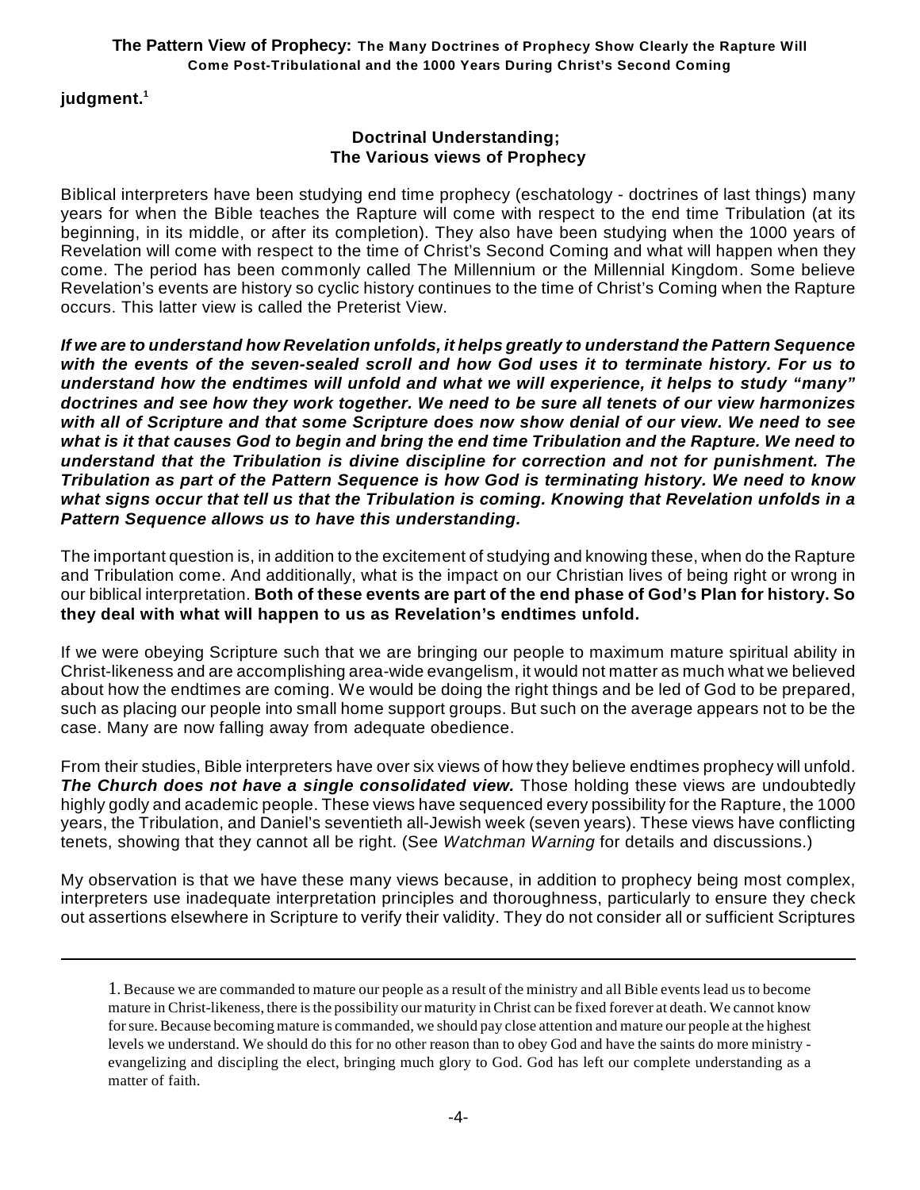**judgment.**[1]

## Doctrinal Understanding; The Various views of Prophecy

Biblical interpreters have been studying end time prophecy (eschatology - doctrines of last things) many years for when the Bible teaches the Rapture will come with respect to the end time Tribulation (at its beginning, in its middle, or after its completion). They also have been studying when the 1000 years of Revelation will come with respect to the time of Christ's Second Coming and what will happen when they come. The period has been commonly called The Millennium or the Millennial Kingdom. Some believe Revelation's events are history so cyclic history continues to the time of Christ's Coming when the Rapture occurs. This latter view is called the Preterist View.

***If we are to understand how Revelation unfolds, it helps greatly to understand the Pattern Sequence with the events of the seven-sealed scroll and how God uses it to terminate history. For us to understand how the endtimes will unfold and what we will experience, it helps to study "many" doctrines and see how they work together. We need to be sure all tenets of our view harmonizes with all of Scripture and that some Scripture does now show denial of our view. We need to see what is it that causes God to begin and bring the end time Tribulation and the Rapture. We need to understand that the Tribulation is divine discipline for correction and not for punishment. The Tribulation as part of the Pattern Sequence is how God is terminating history. We need to know what signs occur that tell us that the Tribulation is coming. Knowing that Revelation unfolds in a Pattern Sequence allows us to have this understanding.***

The important question is, in addition to the excitement of studying and knowing these, when do the Rapture and Tribulation come. And additionally, what is the impact on our Christian lives of being right or wrong in our biblical interpretation. **Both of these events are part of the end phase of God's Plan for history. So they deal with what will happen to us as Revelation's endtimes unfold.**

If we were obeying Scripture such that we are bringing our people to maximum mature spiritual ability in Christ-likeness and are accomplishing area-wide evangelism, it would not matter as much what we believed about how the endtimes are coming. We would be doing the right things and be led of God to be prepared, such as placing our people into small home support groups. But such on the average appears not to be the case. Many are now falling away from adequate obedience.

From their studies, Bible interpreters have over six views of how they believe endtimes prophecy will unfold. ***The Church does not have a single consolidated view.*** Those holding these views are undoubtedly highly godly and academic people. These views have sequenced every possibility for the Rapture, the 1000 years, the Tribulation, and Daniel's seventieth all-Jewish week (seven years). These views have conflicting tenets, showing that they cannot all be right. (See *Watchman Warning* for details and discussions.)

My observation is that we have these many views because, in addition to prophecy being most complex, interpreters use inadequate interpretation principles and thoroughness, particularly to ensure they check out assertions elsewhere in Scripture to verify their validity. They do not consider all or sufficient Scriptures

---

1. Because we are commanded to mature our people as a result of the ministry and all Bible events lead us to become mature in Christ-likeness, there is the possibility our maturity in Christ can be fixed forever at death. We cannot know for sure. Because becoming mature is commanded, we should pay close attention and mature our people at the highest levels we understand. We should do this for no other reason than to obey God and have the saints do more ministry - evangelizing and discipling the elect, bringing much glory to God. God has left our complete understanding as a matter of faith.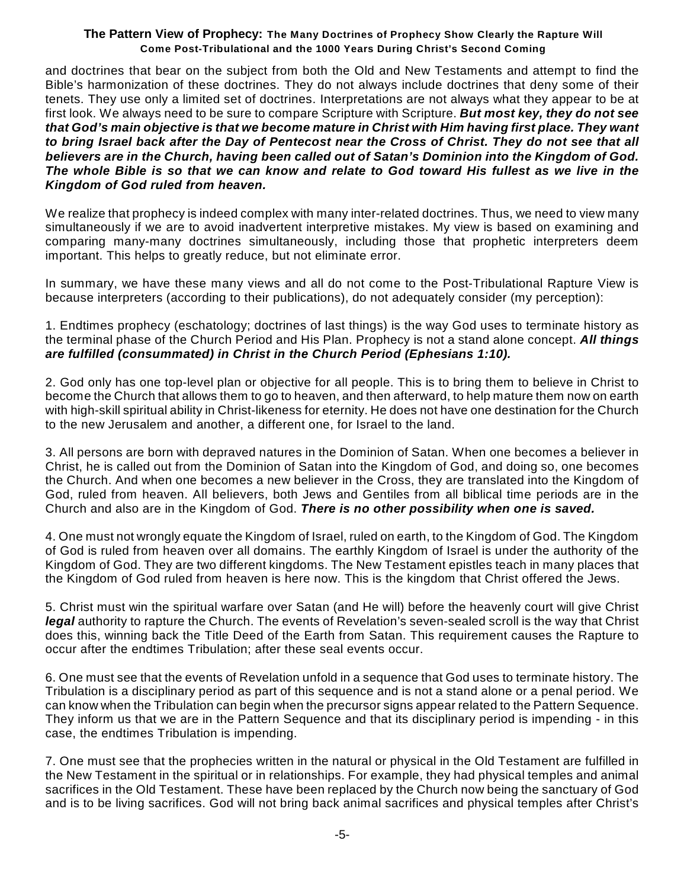and doctrines that bear on the subject from both the Old and New Testaments and attempt to find the Bible's harmonization of these doctrines. They do not always include doctrines that deny some of their tenets. They use only a limited set of doctrines. Interpretations are not always what they appear to be at first look. We always need to be sure to compare Scripture with Scripture. ***But most key, they do not see that God's main objective is that we become mature in Christ with Him having first place. They want to bring Israel back after the Day of Pentecost near the Cross of Christ. They do not see that all believers are in the Church, having been called out of Satan's Dominion into the Kingdom of God. The whole Bible is so that we can know and relate to God toward His fullest as we live in the Kingdom of God ruled from heaven.***

We realize that prophecy is indeed complex with many inter-related doctrines. Thus, we need to view many simultaneously if we are to avoid inadvertent interpretive mistakes. My view is based on examining and comparing many-many doctrines simultaneously, including those that prophetic interpreters deem important. This helps to greatly reduce, but not eliminate error.

In summary, we have these many views and all do not come to the Post-Tribulational Rapture View is because interpreters (according to their publications), do not adequately consider (my perception):

1. Endtimes prophecy (eschatology; doctrines of last things) is the way God uses to terminate history as the terminal phase of the Church Period and His Plan. Prophecy is not a stand alone concept. ***All things are fulfilled (consummated) in Christ in the Church Period (Ephesians 1:10).***

2. God only has one top-level plan or objective for all people. This is to bring them to believe in Christ to become the Church that allows them to go to heaven, and then afterward, to help mature them now on earth with high-skill spiritual ability in Christ-likeness for eternity. He does not have one destination for the Church to the new Jerusalem and another, a different one, for Israel to the land.

3. All persons are born with depraved natures in the Dominion of Satan. When one becomes a believer in Christ, he is called out from the Dominion of Satan into the Kingdom of God, and doing so, one becomes the Church. And when one becomes a new believer in the Cross, they are translated into the Kingdom of God, ruled from heaven. All believers, both Jews and Gentiles from all biblical time periods are in the Church and also are in the Kingdom of God. ***There is no other possibility when one is saved.***

4. One must not wrongly equate the Kingdom of Israel, ruled on earth, to the Kingdom of God. The Kingdom of God is ruled from heaven over all domains. The earthly Kingdom of Israel is under the authority of the Kingdom of God. They are two different kingdoms. The New Testament epistles teach in many places that the Kingdom of God ruled from heaven is here now. This is the kingdom that Christ offered the Jews.

5. Christ must win the spiritual warfare over Satan (and He will) before the heavenly court will give Christ ***legal*** authority to rapture the Church. The events of Revelation's seven-sealed scroll is the way that Christ does this, winning back the Title Deed of the Earth from Satan. This requirement causes the Rapture to occur after the endtimes Tribulation; after these seal events occur.

6. One must see that the events of Revelation unfold in a sequence that God uses to terminate history. The Tribulation is a disciplinary period as part of this sequence and is not a stand alone or a penal period. We can know when the Tribulation can begin when the precursor signs appear related to the Pattern Sequence. They inform us that we are in the Pattern Sequence and that its disciplinary period is impending - in this case, the endtimes Tribulation is impending.

7. One must see that the prophecies written in the natural or physical in the Old Testament are fulfilled in the New Testament in the spiritual or in relationships. For example, they had physical temples and animal sacrifices in the Old Testament. These have been replaced by the Church now being the sanctuary of God and is to be living sacrifices. God will not bring back animal sacrifices and physical temples after Christ's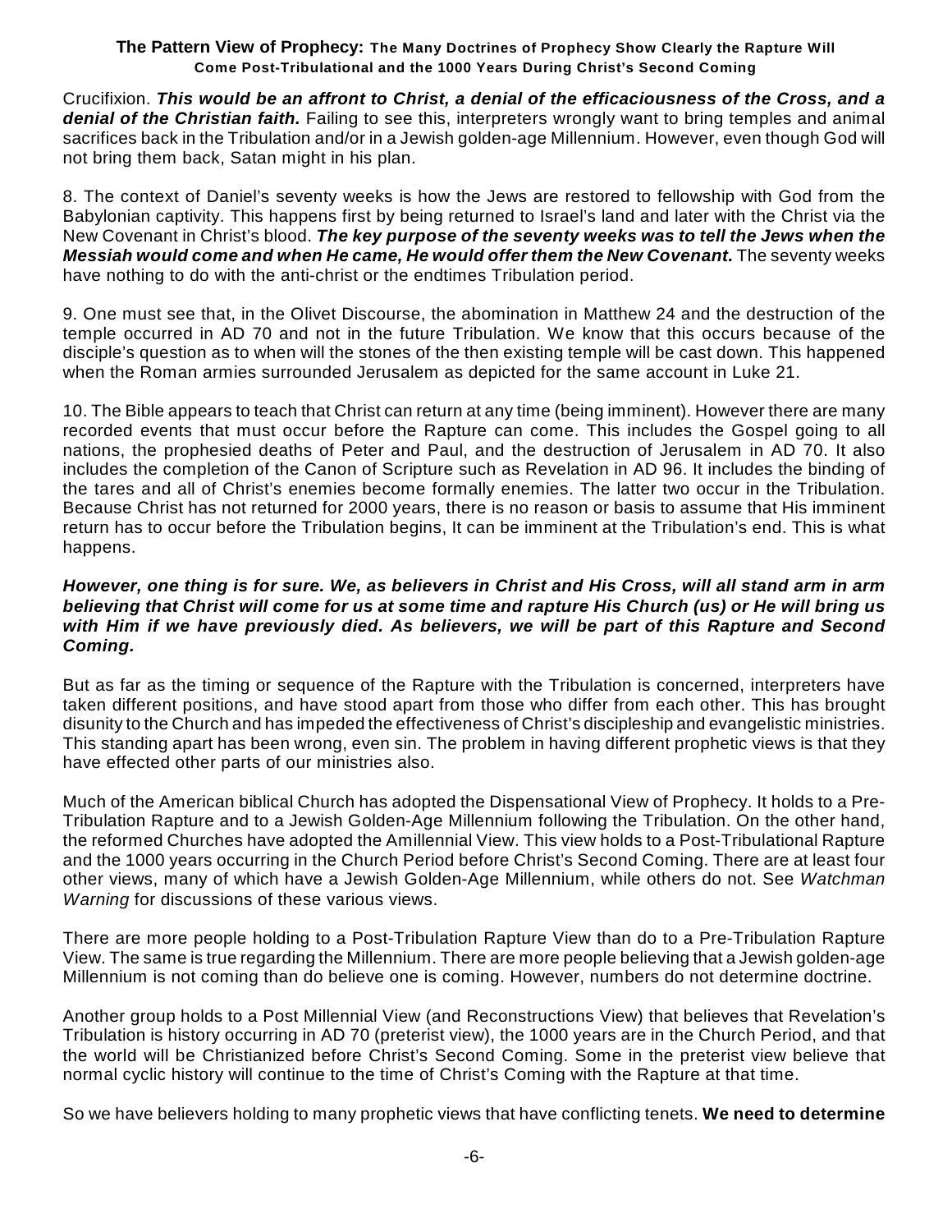Crucifixion. ***This would be an affront to Christ, a denial of the efficaciousness of the Cross, and a denial of the Christian faith.*** Failing to see this, interpreters wrongly want to bring temples and animal sacrifices back in the Tribulation and/or in a Jewish golden-age Millennium. However, even though God will not bring them back, Satan might in his plan.

8. The context of Daniel's seventy weeks is how the Jews are restored to fellowship with God from the Babylonian captivity. This happens first by being returned to Israel's land and later with the Christ via the New Covenant in Christ's blood. ***The key purpose of the seventy weeks was to tell the Jews when the Messiah would come and when He came, He would offer them the New Covenant.*** The seventy weeks have nothing to do with the anti-christ or the endtimes Tribulation period.

9. One must see that, in the Olivet Discourse, the abomination in Matthew 24 and the destruction of the temple occurred in AD 70 and not in the future Tribulation. We know that this occurs because of the disciple's question as to when will the stones of the then existing temple will be cast down. This happened when the Roman armies surrounded Jerusalem as depicted for the same account in Luke 21.

10. The Bible appears to teach that Christ can return at any time (being imminent). However there are many recorded events that must occur before the Rapture can come. This includes the Gospel going to all nations, the prophesied deaths of Peter and Paul, and the destruction of Jerusalem in AD 70. It also includes the completion of the Canon of Scripture such as Revelation in AD 96. It includes the binding of the tares and all of Christ's enemies become formally enemies. The latter two occur in the Tribulation. Because Christ has not returned for 2000 years, there is no reason or basis to assume that His imminent return has to occur before the Tribulation begins, It can be imminent at the Tribulation's end. This is what happens.

***However, one thing is for sure. We, as believers in Christ and His Cross, will all stand arm in arm believing that Christ will come for us at some time and rapture His Church (us) or He will bring us with Him if we have previously died. As believers, we will be part of this Rapture and Second Coming.***

But as far as the timing or sequence of the Rapture with the Tribulation is concerned, interpreters have taken different positions, and have stood apart from those who differ from each other. This has brought disunity to the Church and has impeded the effectiveness of Christ's discipleship and evangelistic ministries. This standing apart has been wrong, even sin. The problem in having different prophetic views is that they have effected other parts of our ministries also.

Much of the American biblical Church has adopted the Dispensational View of Prophecy. It holds to a Pre-Tribulation Rapture and to a Jewish Golden-Age Millennium following the Tribulation. On the other hand, the reformed Churches have adopted the Amillennial View. This view holds to a Post-Tribulational Rapture and the 1000 years occurring in the Church Period before Christ's Second Coming. There are at least four other views, many of which have a Jewish Golden-Age Millennium, while others do not. See *Watchman Warning* for discussions of these various views.

There are more people holding to a Post-Tribulation Rapture View than do to a Pre-Tribulation Rapture View. The same is true regarding the Millennium. There are more people believing that a Jewish golden-age Millennium is not coming than do believe one is coming. However, numbers do not determine doctrine.

Another group holds to a Post Millennial View (and Reconstructions View) that believes that Revelation's Tribulation is history occurring in AD 70 (preterist view), the 1000 years are in the Church Period, and that the world will be Christianized before Christ's Second Coming. Some in the preterist view believe that normal cyclic history will continue to the time of Christ's Coming with the Rapture at that time.

So we have believers holding to many prophetic views that have conflicting tenets. **We need to determine**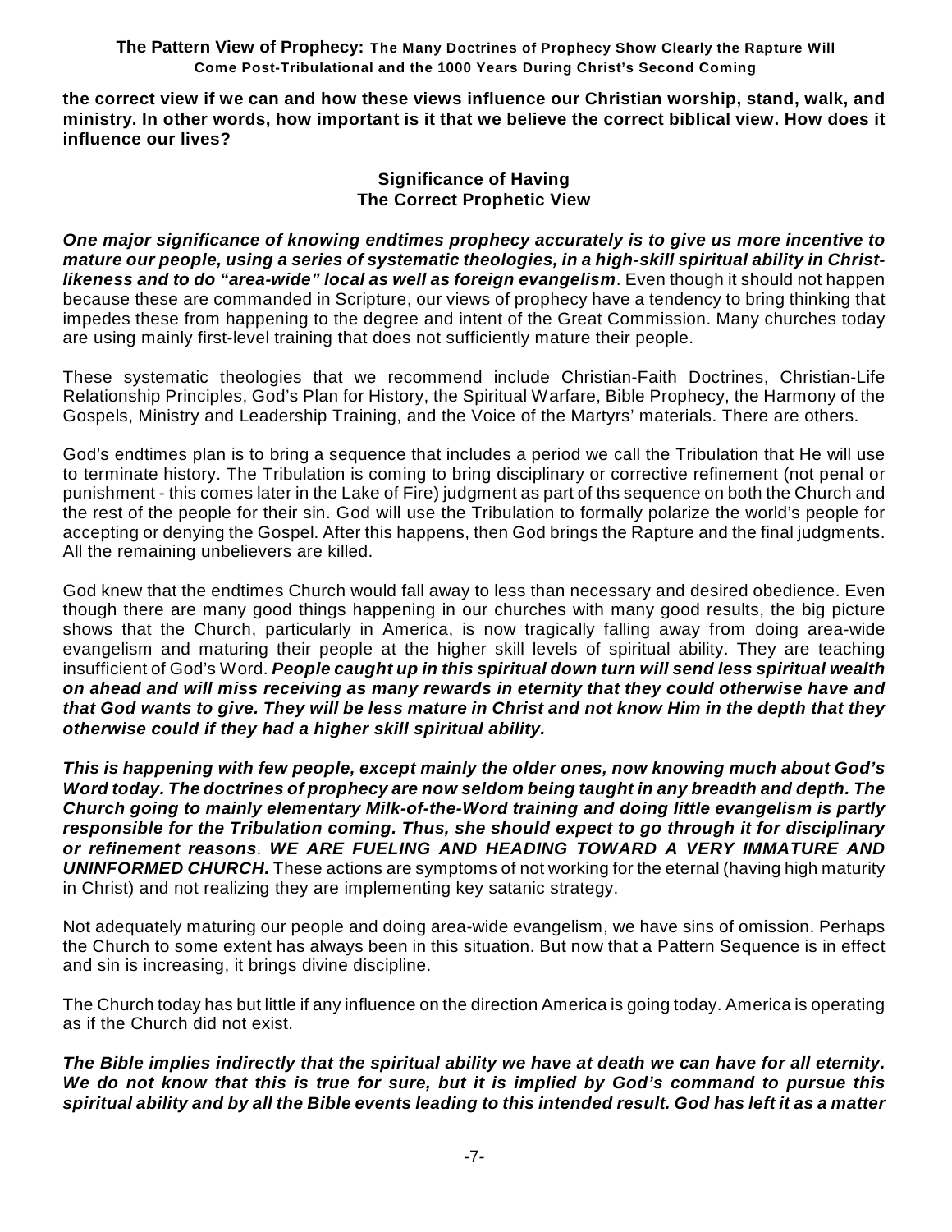**the correct view if we can and how these views influence our Christian worship, stand, walk, and ministry. In other words, how important is it that we believe the correct biblical view. How does it influence our lives?**

### Significance of Having The Correct Prophetic View

***One major significance of knowing endtimes prophecy accurately is to give us more incentive to mature our people, using a series of systematic theologies, in a high-skill spiritual ability in Christ-likeness and to do "area-wide" local as well as foreign evangelism***. Even though it should not happen because these are commanded in Scripture, our views of prophecy have a tendency to bring thinking that impedes these from happening to the degree and intent of the Great Commission. Many churches today are using mainly first-level training that does not sufficiently mature their people.

These systematic theologies that we recommend include Christian-Faith Doctrines, Christian-Life Relationship Principles, God's Plan for History, the Spiritual Warfare, Bible Prophecy, the Harmony of the Gospels, Ministry and Leadership Training, and the Voice of the Martyrs' materials. There are others.

God's endtimes plan is to bring a sequence that includes a period we call the Tribulation that He will use to terminate history. The Tribulation is coming to bring disciplinary or corrective refinement (not penal or punishment - this comes later in the Lake of Fire) judgment as part of ths sequence on both the Church and the rest of the people for their sin. God will use the Tribulation to formally polarize the world's people for accepting or denying the Gospel. After this happens, then God brings the Rapture and the final judgments. All the remaining unbelievers are killed.

God knew that the endtimes Church would fall away to less than necessary and desired obedience. Even though there are many good things happening in our churches with many good results, the big picture shows that the Church, particularly in America, is now tragically falling away from doing area-wide evangelism and maturing their people at the higher skill levels of spiritual ability. They are teaching insufficient of God's Word. ***People caught up in this spiritual down turn will send less spiritual wealth on ahead and will miss receiving as many rewards in eternity that they could otherwise have and that God wants to give. They will be less mature in Christ and not know Him in the depth that they otherwise could if they had a higher skill spiritual ability.***

***This is happening with few people, except mainly the older ones, now knowing much about God's Word today. The doctrines of prophecy are now seldom being taught in any breadth and depth. The Church going to mainly elementary Milk-of-the-Word training and doing little evangelism is partly responsible for the Tribulation coming. Thus, she should expect to go through it for disciplinary or refinement reasons***. ***WE ARE FUELING AND HEADING TOWARD A VERY IMMATURE AND UNINFORMED CHURCH.*** These actions are symptoms of not working for the eternal (having high maturity in Christ) and not realizing they are implementing key satanic strategy.

Not adequately maturing our people and doing area-wide evangelism, we have sins of omission. Perhaps the Church to some extent has always been in this situation. But now that a Pattern Sequence is in effect and sin is increasing, it brings divine discipline.

The Church today has but little if any influence on the direction America is going today. America is operating as if the Church did not exist.

***The Bible implies indirectly that the spiritual ability we have at death we can have for all eternity. We do not know that this is true for sure, but it is implied by God's command to pursue this spiritual ability and by all the Bible events leading to this intended result. God has left it as a matter***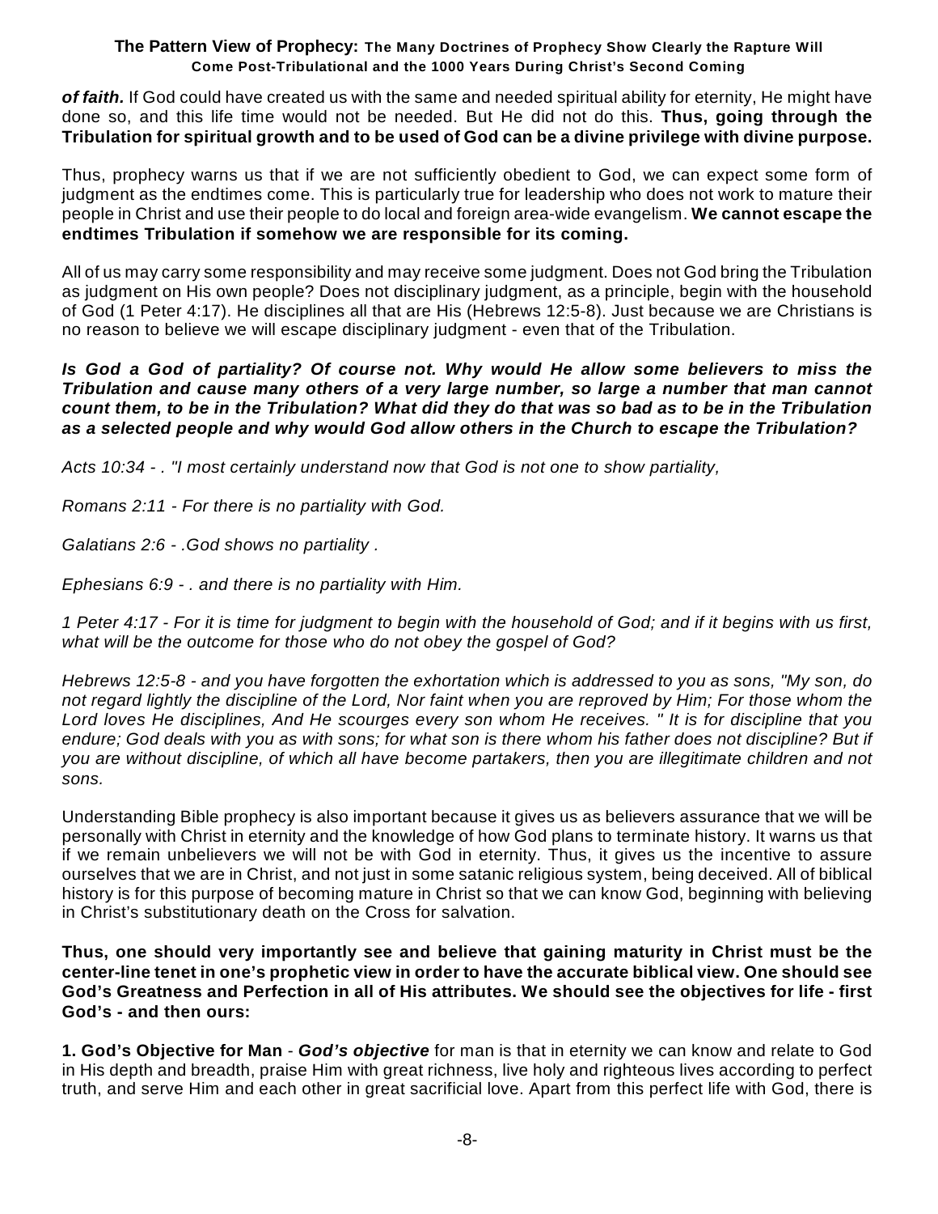***of faith.*** If God could have created us with the same and needed spiritual ability for eternity, He might have done so, and this life time would not be needed. But He did not do this. **Thus, going through the Tribulation for spiritual growth and to be used of God can be a divine privilege with divine purpose.**

Thus, prophecy warns us that if we are not sufficiently obedient to God, we can expect some form of judgment as the endtimes come. This is particularly true for leadership who does not work to mature their people in Christ and use their people to do local and foreign area-wide evangelism. **We cannot escape the endtimes Tribulation if somehow we are responsible for its coming.**

All of us may carry some responsibility and may receive some judgment. Does not God bring the Tribulation as judgment on His own people? Does not disciplinary judgment, as a principle, begin with the household of God (1 Peter 4:17). He disciplines all that are His (Hebrews 12:5-8). Just because we are Christians is no reason to believe we will escape disciplinary judgment - even that of the Tribulation.

***Is God a God of partiality? Of course not. Why would He allow some believers to miss the Tribulation and cause many others of a very large number, so large a number that man cannot count them, to be in the Tribulation? What did they do that was so bad as to be in the Tribulation as a selected people and why would God allow others in the Church to escape the Tribulation?***

*Acts 10:34 - . "I most certainly understand now that God is not one to show partiality,*

*Romans 2:11 - For there is no partiality with God.*

*Galatians 2:6 - .God shows no partiality .*

*Ephesians 6:9 - . and there is no partiality with Him.*

*1 Peter 4:17 - For it is time for judgment to begin with the household of God; and if it begins with us first, what will be the outcome for those who do not obey the gospel of God?*

*Hebrews 12:5-8 - and you have forgotten the exhortation which is addressed to you as sons, "My son, do not regard lightly the discipline of the Lord, Nor faint when you are reproved by Him; For those whom the Lord loves He disciplines, And He scourges every son whom He receives. " It is for discipline that you endure; God deals with you as with sons; for what son is there whom his father does not discipline? But if you are without discipline, of which all have become partakers, then you are illegitimate children and not sons.*

Understanding Bible prophecy is also important because it gives us as believers assurance that we will be personally with Christ in eternity and the knowledge of how God plans to terminate history. It warns us that if we remain unbelievers we will not be with God in eternity. Thus, it gives us the incentive to assure ourselves that we are in Christ, and not just in some satanic religious system, being deceived. All of biblical history is for this purpose of becoming mature in Christ so that we can know God, beginning with believing in Christ's substitutionary death on the Cross for salvation.

**Thus, one should very importantly see and believe that gaining maturity in Christ must be the center-line tenet in one's prophetic view in order to have the accurate biblical view. One should see God's Greatness and Perfection in all of His attributes. We should see the objectives for life - first God's - and then ours:**

**1. God's Objective for Man** - ***God's objective*** for man is that in eternity we can know and relate to God in His depth and breadth, praise Him with great richness, live holy and righteous lives according to perfect truth, and serve Him and each other in great sacrificial love. Apart from this perfect life with God, there is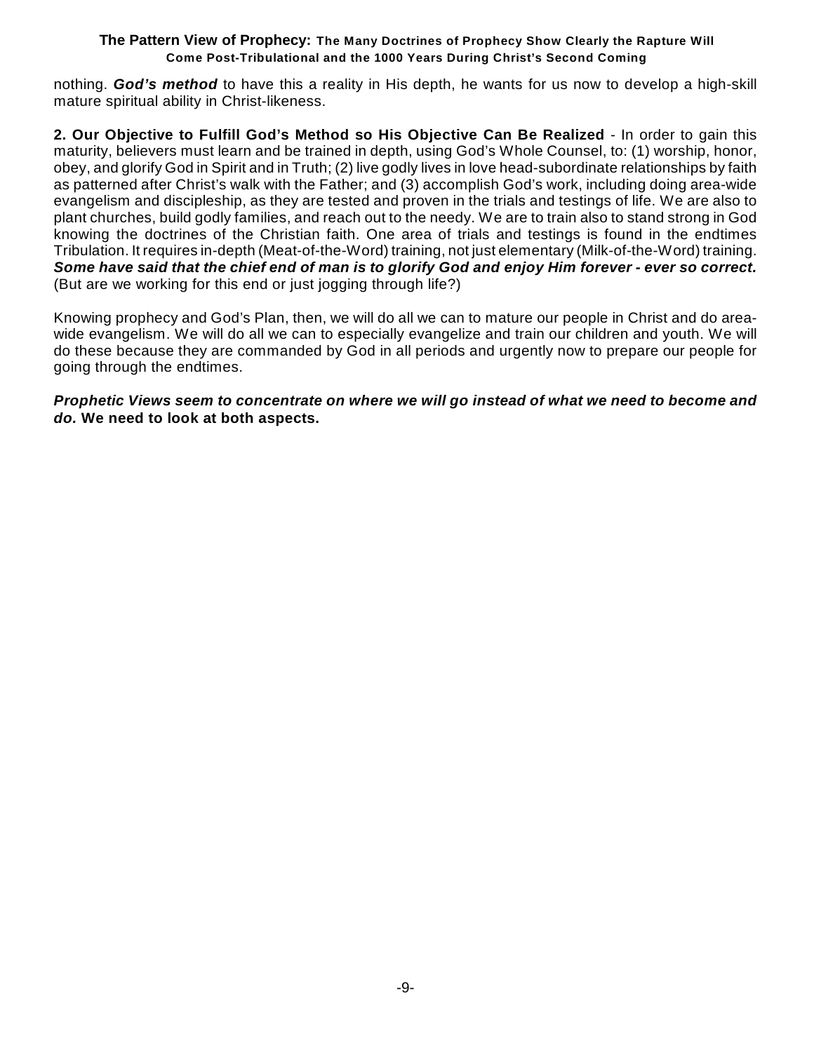nothing. ***God's method*** to have this a reality in His depth, he wants for us now to develop a high-skill mature spiritual ability in Christ-likeness.

**2. Our Objective to Fulfill God's Method so His Objective Can Be Realized** - In order to gain this maturity, believers must learn and be trained in depth, using God's Whole Counsel, to: (1) worship, honor, obey, and glorify God in Spirit and in Truth; (2) live godly lives in love head-subordinate relationships by faith as patterned after Christ's walk with the Father; and (3) accomplish God's work, including doing area-wide evangelism and discipleship, as they are tested and proven in the trials and testings of life. We are also to plant churches, build godly families, and reach out to the needy. We are to train also to stand strong in God knowing the doctrines of the Christian faith. One area of trials and testings is found in the endtimes Tribulation. It requires in-depth (Meat-of-the-Word) training, not just elementary (Milk-of-the-Word) training. ***Some have said that the chief end of man is to glorify God and enjoy Him forever - ever so correct.*** (But are we working for this end or just jogging through life?)

Knowing prophecy and God's Plan, then, we will do all we can to mature our people in Christ and do area-wide evangelism. We will do all we can to especially evangelize and train our children and youth. We will do these because they are commanded by God in all periods and urgently now to prepare our people for going through the endtimes.

***Prophetic Views seem to concentrate on where we will go instead of what we need to become and do.*** **We need to look at both aspects.**